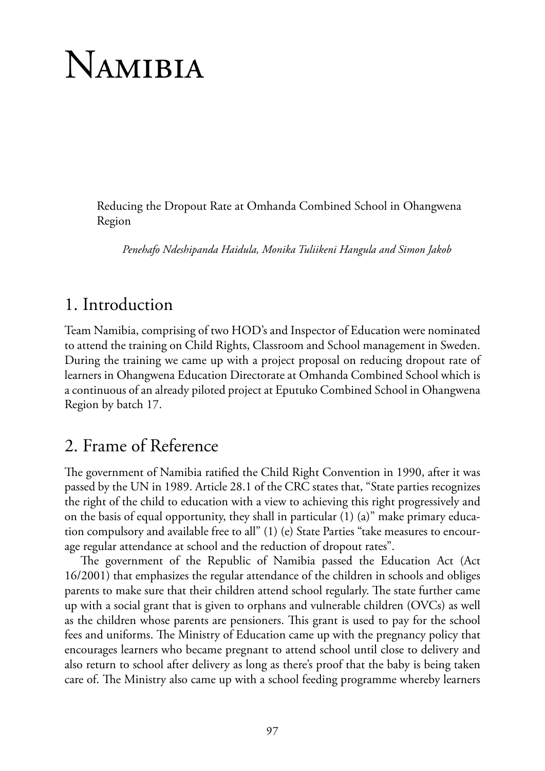# Namibia

Reducing the Dropout Rate at Omhanda Combined School in Ohangwena Region

*Penehafo Ndeshipanda Haidula, Monika Tuliikeni Hangula and Simon Jakob*

## 1. Introduction

Team Namibia, comprising of two HOD's and Inspector of Education were nominated to attend the training on Child Rights, Classroom and School management in Sweden. During the training we came up with a project proposal on reducing dropout rate of learners in Ohangwena Education Directorate at Omhanda Combined School which is a continuous of an already piloted project at Eputuko Combined School in Ohangwena Region by batch 17.

## 2. Frame of Reference

The government of Namibia ratified the Child Right Convention in 1990, after it was passed by the UN in 1989. Article 28.1 of the CRC states that, "State parties recognizes the right of the child to education with a view to achieving this right progressively and on the basis of equal opportunity, they shall in particular (1) (a)" make primary education compulsory and available free to all" (1) (e) State Parties "take measures to encourage regular attendance at school and the reduction of dropout rates".

The government of the Republic of Namibia passed the Education Act (Act 16/2001) that emphasizes the regular attendance of the children in schools and obliges parents to make sure that their children attend school regularly. The state further came up with a social grant that is given to orphans and vulnerable children (OVCs) as well as the children whose parents are pensioners. This grant is used to pay for the school fees and uniforms. The Ministry of Education came up with the pregnancy policy that encourages learners who became pregnant to attend school until close to delivery and also return to school after delivery as long as there's proof that the baby is being taken care of. The Ministry also came up with a school feeding programme whereby learners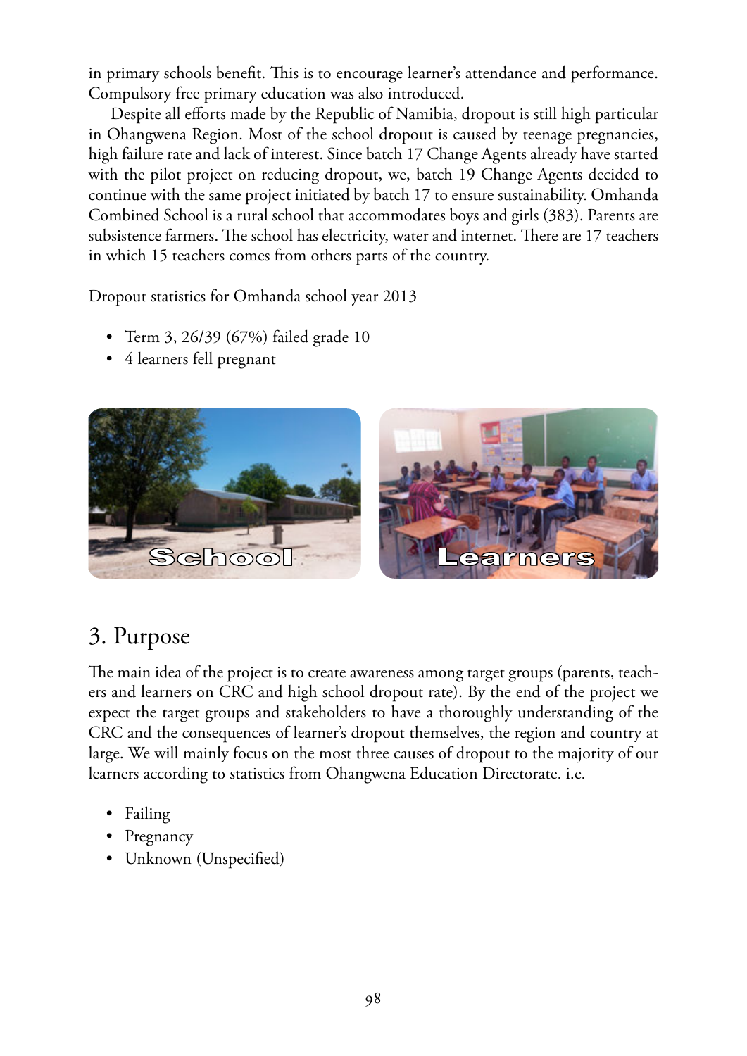in primary schools benefit. This is to encourage learner's attendance and performance. Compulsory free primary education was also introduced.

Despite all efforts made by the Republic of Namibia, dropout is still high particular in Ohangwena Region. Most of the school dropout is caused by teenage pregnancies, high failure rate and lack of interest. Since batch 17 Change Agents already have started with the pilot project on reducing dropout, we, batch 19 Change Agents decided to continue with the same project initiated by batch 17 to ensure sustainability. Omhanda Combined School is a rural school that accommodates boys and girls (383). Parents are subsistence farmers. The school has electricity, water and internet. There are 17 teachers in which 15 teachers comes from others parts of the country.

Dropout statistics for Omhanda school year 2013

- Term 3, 26/39 (67%) failed grade 10
- 4 learners fell pregnant

School

Learners

## 3. Purpose

The main idea of the project is to create awareness among target groups (parents, teachers and learners on CRC and high school dropout rate). By the end of the project we expect the target groups and stakeholders to have a thoroughly understanding of the CRC and the consequences of learner's dropout themselves, the region and country at large. We will mainly focus on the most three causes of dropout to the majority of our learners according to statistics from Ohangwena Education Directorate. i.e.

- Failing
- Pregnancy
- Unknown (Unspecified)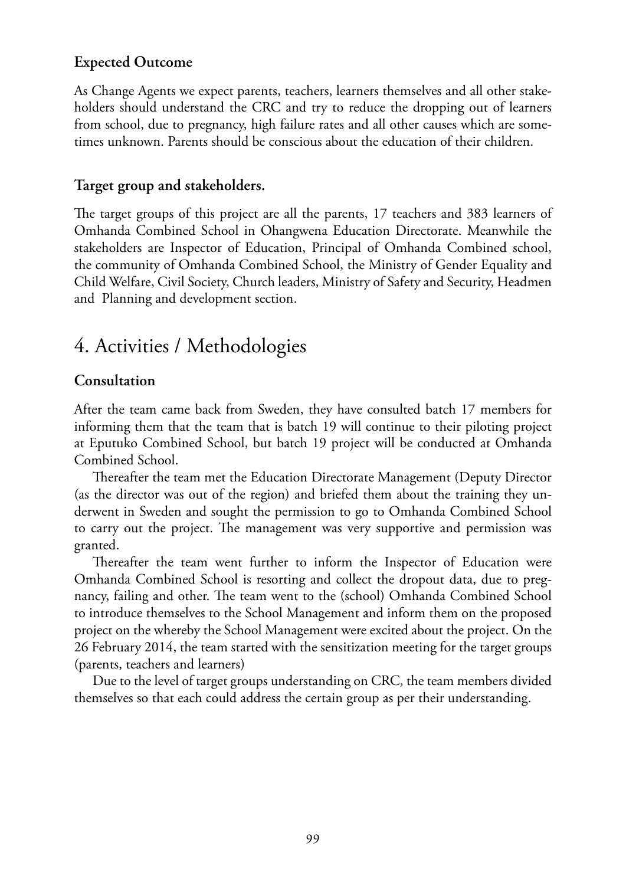**Expected Outcome**

As Change Agents we expect parents, teachers, learners themselves and all other stakeholders should understand the CRC and try to reduce the dropping out of learners from school, due to pregnancy, high failure rates and all other causes which are sometimes unknown. Parents should be conscious about the education of their children.

**Target group and stakeholders.**

The target groups of this project are all the parents, 17 teachers and 383 learners of Omhanda Combined School in Ohangwena Education Directorate. Meanwhile the stakeholders are Inspector of Education, Principal of Omhanda Combined school, the community of Omhanda Combined School, the Ministry of Gender Equality and Child Welfare, Civil Society, Church leaders, Ministry of Safety and Security, Headmen and Planning and development section.

# 4. Activities / Methodologies

**Consultation**

After the team came back from Sweden, they have consulted batch 17 members for informing them that the team that is batch 19 will continue to their piloting project at Eputuko Combined School, but batch 19 project will be conducted at Omhanda Combined School.

Thereafter the team met the Education Directorate Management (Deputy Director (as the director was out of the region) and briefed them about the training they underwent in Sweden and sought the permission to go to Omhanda Combined School to carry out the project. The management was very supportive and permission was granted.

Thereafter the team went further to inform the Inspector of Education were Omhanda Combined School is resorting and collect the dropout data, due to pregnancy, failing and other. The team went to the (school) Omhanda Combined School to introduce themselves to the School Management and inform them on the proposed project on the whereby the School Management were excited about the project. On the 26 February 2014, the team started with the sensitization meeting for the target groups (parents, teachers and learners)

Due to the level of target groups understanding on CRC, the team members divided themselves so that each could address the certain group as per their understanding.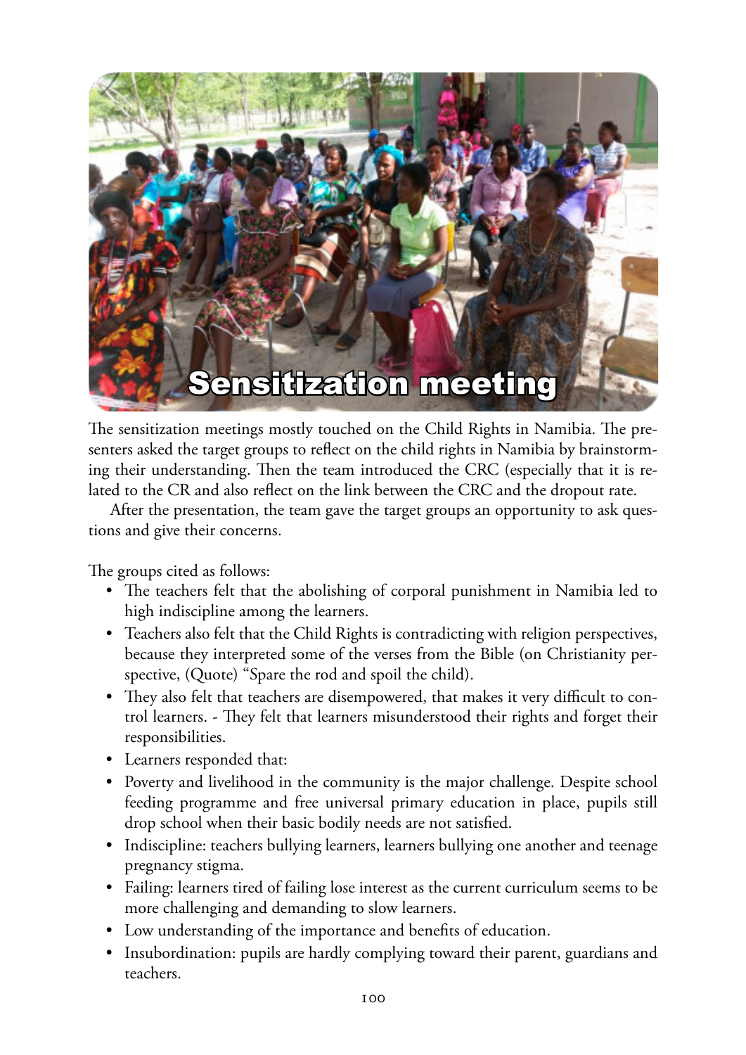**Sensitization meeting**

The sensitization meetings mostly touched on the Child Rights in Namibia. The presenters asked the target groups to reflect on the child rights in Namibia by brainstorming their understanding. Then the team introduced the CRC (especially that it is related to the CR and also reflect on the link between the CRC and the dropout rate.

After the presentation, the team gave the target groups an opportunity to ask questions and give their concerns.

The groups cited as follows:

- The teachers felt that the abolishing of corporal punishment in Namibia led to high indiscipline among the learners.
- Teachers also felt that the Child Rights is contradicting with religion perspectives, because they interpreted some of the verses from the Bible (on Christianity perspective, (Quote) "Spare the rod and spoil the child).
- They also felt that teachers are disempowered, that makes it very difficult to control learners. - They felt that learners misunderstood their rights and forget their responsibilities.
- Learners responded that:
- Poverty and livelihood in the community is the major challenge. Despite school feeding programme and free universal primary education in place, pupils still drop school when their basic bodily needs are not satisfied.
- Indiscipline: teachers bullying learners, learners bullying one another and teenage pregnancy stigma.
- Failing: learners tired of failing lose interest as the current curriculum seems to be more challenging and demanding to slow learners.
- Low understanding of the importance and benefits of education.
- Insubordination: pupils are hardly complying toward their parent, guardians and teachers.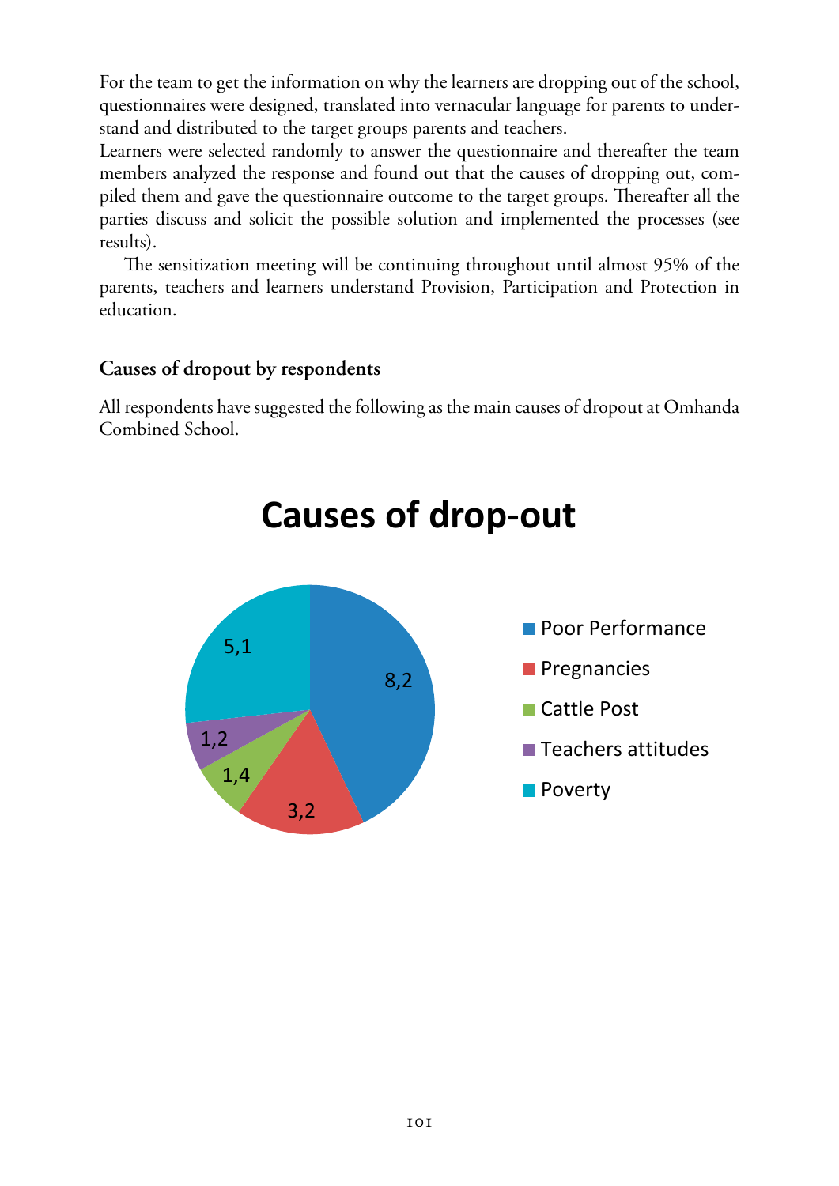For the team to get the information on why the learners are dropping out of the school, questionnaires were designed, translated into vernacular language for parents to understand and distributed to the target groups parents and teachers.
Learners were selected randomly to answer the questionnaire and thereafter the team members analyzed the response and found out that the causes of dropping out, compiled them and gave the questionnaire outcome to the target groups. Thereafter all the parties discuss and solicit the possible solution and implemented the processes (see results).

The sensitization meeting will be continuing throughout until almost 95% of the parents, teachers and learners understand Provision, Participation and Protection in education.

### Causes of dropout by respondents

All respondents have suggested the following as the main causes of dropout at Omhanda Combined School.

**Causes of drop-out**

| Cause | Value |
|---|---|
| Poor Performance | 8,2 |
| Pregnancies | 3,2 |
| Cattle Post | 1,4 |
| Teachers attitudes | 1,2 |
| Poverty | 5,1 |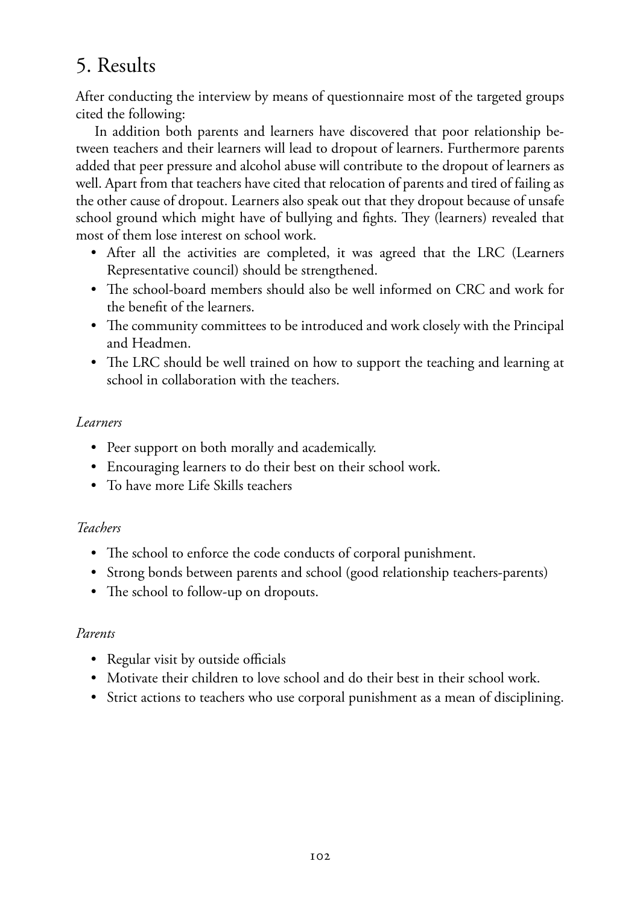## 5. Results

After conducting the interview by means of questionnaire most of the targeted groups cited the following:

In addition both parents and learners have discovered that poor relationship between teachers and their learners will lead to dropout of learners. Furthermore parents added that peer pressure and alcohol abuse will contribute to the dropout of learners as well. Apart from that teachers have cited that relocation of parents and tired of failing as the other cause of dropout. Learners also speak out that they dropout because of unsafe school ground which might have of bullying and fights. They (learners) revealed that most of them lose interest on school work.

- After all the activities are completed, it was agreed that the LRC (Learners Representative council) should be strengthened.
- The school-board members should also be well informed on CRC and work for the benefit of the learners.
- The community committees to be introduced and work closely with the Principal and Headmen.
- The LRC should be well trained on how to support the teaching and learning at school in collaboration with the teachers.

*Learners*

- Peer support on both morally and academically.
- Encouraging learners to do their best on their school work.
- To have more Life Skills teachers

*Teachers*

- The school to enforce the code conducts of corporal punishment.
- Strong bonds between parents and school (good relationship teachers-parents)
- The school to follow-up on dropouts.

*Parents*

- Regular visit by outside officials
- Motivate their children to love school and do their best in their school work.
- Strict actions to teachers who use corporal punishment as a mean of disciplining.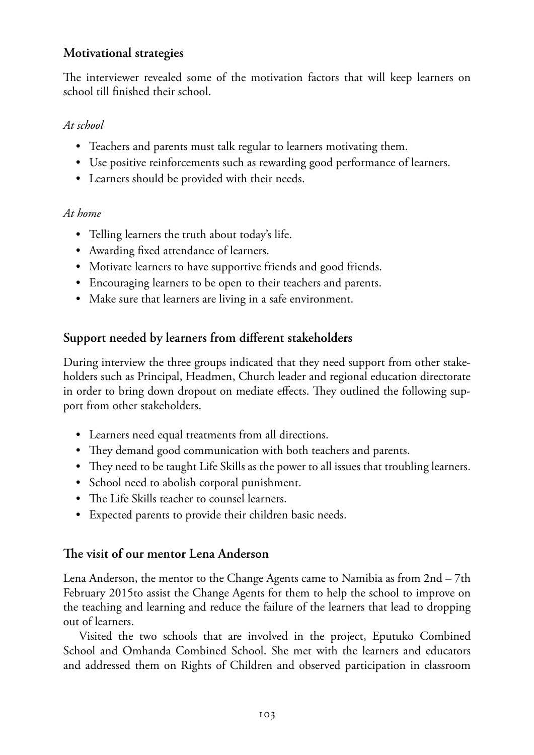## Motivational strategies

The interviewer revealed some of the motivation factors that will keep learners on school till finished their school.

*At school*

- Teachers and parents must talk regular to learners motivating them.
- Use positive reinforcements such as rewarding good performance of learners.
- Learners should be provided with their needs.

*At home*

- Telling learners the truth about today's life.
- Awarding fixed attendance of learners.
- Motivate learners to have supportive friends and good friends.
- Encouraging learners to be open to their teachers and parents.
- Make sure that learners are living in a safe environment.

## Support needed by learners from different stakeholders

During interview the three groups indicated that they need support from other stakeholders such as Principal, Headmen, Church leader and regional education directorate in order to bring down dropout on mediate effects. They outlined the following support from other stakeholders.

- Learners need equal treatments from all directions.
- They demand good communication with both teachers and parents.
- They need to be taught Life Skills as the power to all issues that troubling learners.
- School need to abolish corporal punishment.
- The Life Skills teacher to counsel learners.
- Expected parents to provide their children basic needs.

## The visit of our mentor Lena Anderson

Lena Anderson, the mentor to the Change Agents came to Namibia as from 2nd – 7th February 2015to assist the Change Agents for them to help the school to improve on the teaching and learning and reduce the failure of the learners that lead to dropping out of learners.

Visited the two schools that are involved in the project, Eputuko Combined School and Omhanda Combined School. She met with the learners and educators and addressed them on Rights of Children and observed participation in classroom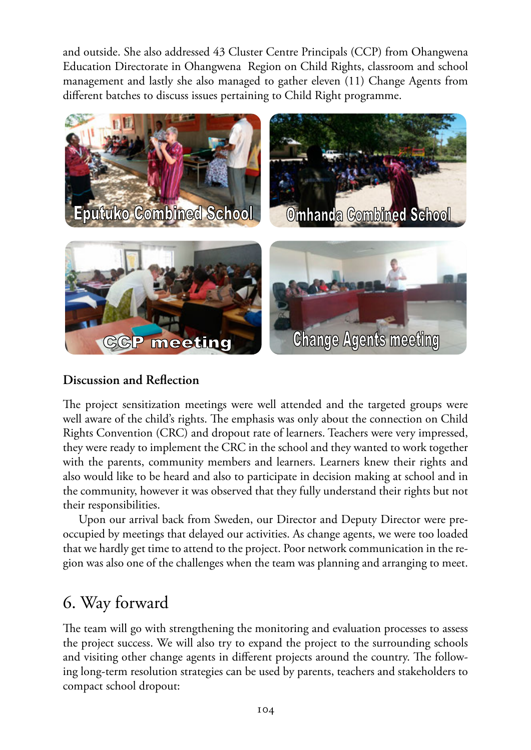and outside. She also addressed 43 Cluster Centre Principals (CCP) from Ohangwena Education Directorate in Ohangwena Region on Child Rights, classroom and school management and lastly she also managed to gather eleven (11) Change Agents from different batches to discuss issues pertaining to Child Right programme.

Eputuko Combined School

Omhanda Combined School

CCP meeting

Change Agents meeting

**Discussion and Reflection**

The project sensitization meetings were well attended and the targeted groups were well aware of the child's rights. The emphasis was only about the connection on Child Rights Convention (CRC) and dropout rate of learners. Teachers were very impressed, they were ready to implement the CRC in the school and they wanted to work together with the parents, community members and learners. Learners knew their rights and also would like to be heard and also to participate in decision making at school and in the community, however it was observed that they fully understand their rights but not their responsibilities.

Upon our arrival back from Sweden, our Director and Deputy Director were preoccupied by meetings that delayed our activities. As change agents, we were too loaded that we hardly get time to attend to the project. Poor network communication in the region was also one of the challenges when the team was planning and arranging to meet.

## 6. Way forward

The team will go with strengthening the monitoring and evaluation processes to assess the project success. We will also try to expand the project to the surrounding schools and visiting other change agents in different projects around the country. The following long-term resolution strategies can be used by parents, teachers and stakeholders to compact school dropout: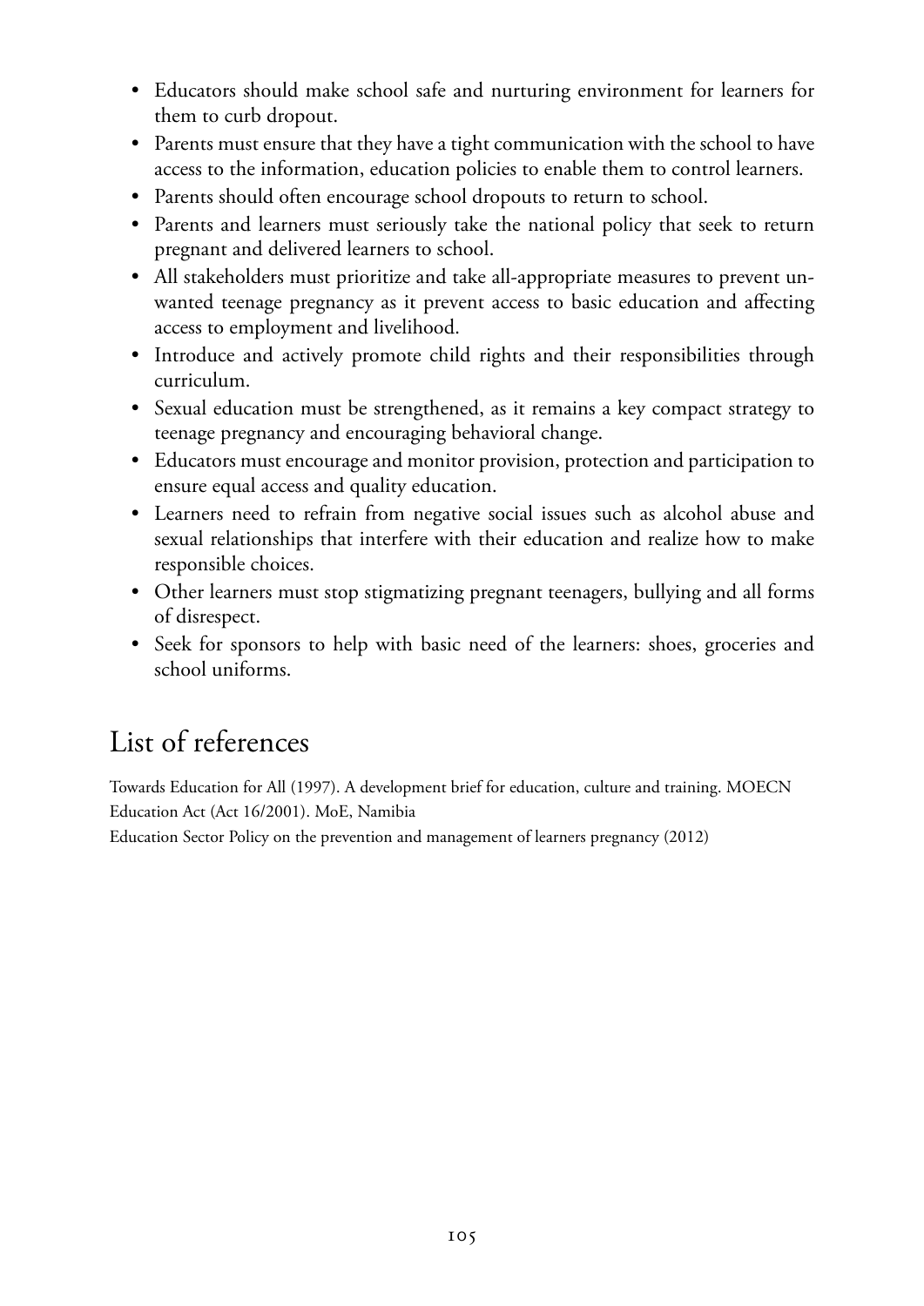- Educators should make school safe and nurturing environment for learners for them to curb dropout.
- Parents must ensure that they have a tight communication with the school to have access to the information, education policies to enable them to control learners.
- Parents should often encourage school dropouts to return to school.
- Parents and learners must seriously take the national policy that seek to return pregnant and delivered learners to school.
- All stakeholders must prioritize and take all-appropriate measures to prevent unwanted teenage pregnancy as it prevent access to basic education and affecting access to employment and livelihood.
- Introduce and actively promote child rights and their responsibilities through curriculum.
- Sexual education must be strengthened, as it remains a key compact strategy to teenage pregnancy and encouraging behavioral change.
- Educators must encourage and monitor provision, protection and participation to ensure equal access and quality education.
- Learners need to refrain from negative social issues such as alcohol abuse and sexual relationships that interfere with their education and realize how to make responsible choices.
- Other learners must stop stigmatizing pregnant teenagers, bullying and all forms of disrespect.
- Seek for sponsors to help with basic need of the learners: shoes, groceries and school uniforms.

# List of references

Towards Education for All (1997). A development brief for education, culture and training. MOECN

Education Act (Act 16/2001). MoE, Namibia

Education Sector Policy on the prevention and management of learners pregnancy (2012)